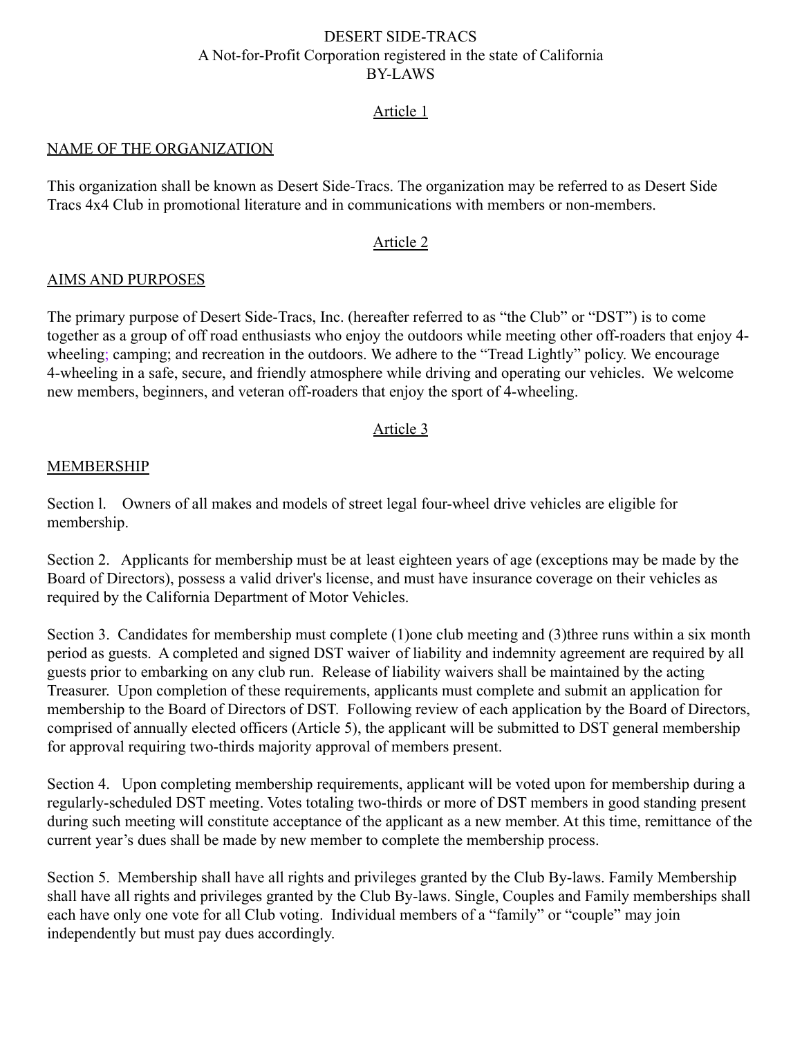DESERT SIDE-TRACS

A Not-for-Profit Corporation registered in the state of California

BY-LAWS

## Article 1

### NAME OF THE ORGANIZATION

This organization shall be known as Desert Side-Tracs. The organization may be referred to as Desert Side Tracs 4x4 Club in promotional literature and in communications with members or non-members.

## Article 2

### AIMS AND PURPOSES

The primary purpose of Desert Side-Tracs, Inc. (hereafter referred to as "the Club" or "DST") is to come together as a group of off road enthusiasts who enjoy the outdoors while meeting other off-roaders that enjoy 4-wheeling; camping; and recreation in the outdoors. We adhere to the "Tread Lightly" policy. We encourage 4-wheeling in a safe, secure, and friendly atmosphere while driving and operating our vehicles. We welcome new members, beginners, and veteran off-roaders that enjoy the sport of 4-wheeling.

## Article 3

### MEMBERSHIP

Section l. Owners of all makes and models of street legal four-wheel drive vehicles are eligible for membership.

Section 2. Applicants for membership must be at least eighteen years of age (exceptions may be made by the Board of Directors), possess a valid driver's license, and must have insurance coverage on their vehicles as required by the California Department of Motor Vehicles.

Section 3. Candidates for membership must complete (1)one club meeting and (3)three runs within a six month period as guests. A completed and signed DST waiver of liability and indemnity agreement are required by all guests prior to embarking on any club run. Release of liability waivers shall be maintained by the acting Treasurer. Upon completion of these requirements, applicants must complete and submit an application for membership to the Board of Directors of DST. Following review of each application by the Board of Directors, comprised of annually elected officers (Article 5), the applicant will be submitted to DST general membership for approval requiring two-thirds majority approval of members present.

Section 4. Upon completing membership requirements, applicant will be voted upon for membership during a regularly-scheduled DST meeting. Votes totaling two-thirds or more of DST members in good standing present during such meeting will constitute acceptance of the applicant as a new member. At this time, remittance of the current year's dues shall be made by new member to complete the membership process.

Section 5. Membership shall have all rights and privileges granted by the Club By-laws. Family Membership shall have all rights and privileges granted by the Club By-laws. Single, Couples and Family memberships shall each have only one vote for all Club voting. Individual members of a "family" or "couple" may join independently but must pay dues accordingly.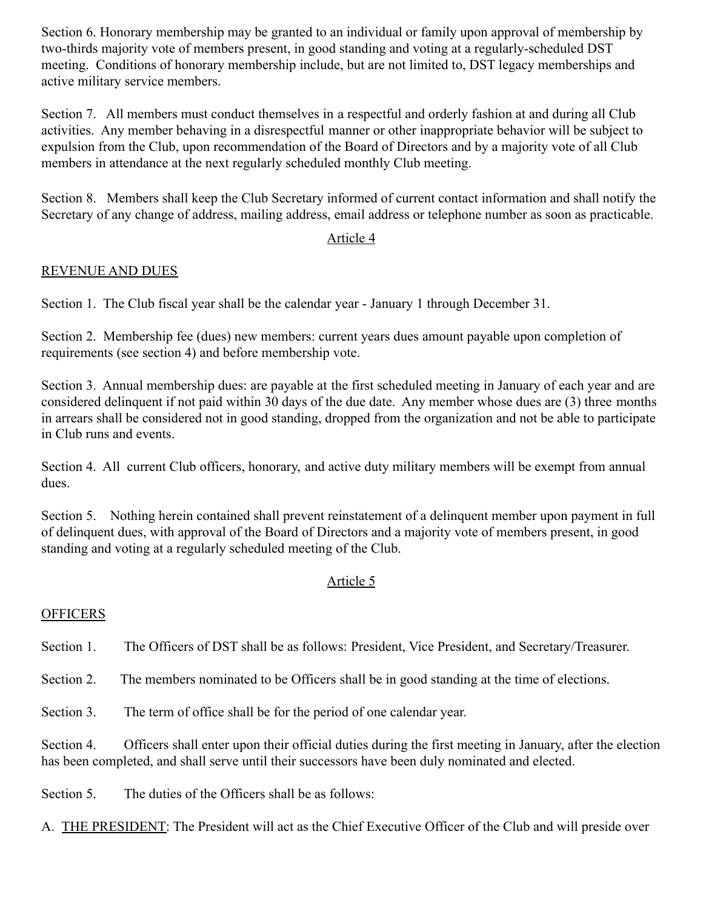Section 6. Honorary membership may be granted to an individual or family upon approval of membership by two-thirds majority vote of members present, in good standing and voting at a regularly-scheduled DST meeting. Conditions of honorary membership include, but are not limited to, DST legacy memberships and active military service members.

Section 7. All members must conduct themselves in a respectful and orderly fashion at and during all Club activities. Any member behaving in a disrespectful manner or other inappropriate behavior will be subject to expulsion from the Club, upon recommendation of the Board of Directors and by a majority vote of all Club members in attendance at the next regularly scheduled monthly Club meeting.

Section 8. Members shall keep the Club Secretary informed of current contact information and shall notify the Secretary of any change of address, mailing address, email address or telephone number as soon as practicable.

## Article 4

### REVENUE AND DUES

Section 1. The Club fiscal year shall be the calendar year - January 1 through December 31.

Section 2. Membership fee (dues) new members: current years dues amount payable upon completion of requirements (see section 4) and before membership vote.

Section 3. Annual membership dues: are payable at the first scheduled meeting in January of each year and are considered delinquent if not paid within 30 days of the due date. Any member whose dues are (3) three months in arrears shall be considered not in good standing, dropped from the organization and not be able to participate in Club runs and events.

Section 4. All current Club officers, honorary, and active duty military members will be exempt from annual dues.

Section 5. Nothing herein contained shall prevent reinstatement of a delinquent member upon payment in full of delinquent dues, with approval of the Board of Directors and a majority vote of members present, in good standing and voting at a regularly scheduled meeting of the Club.

## Article 5

### OFFICERS

Section 1. The Officers of DST shall be as follows: President, Vice President, and Secretary/Treasurer.

Section 2. The members nominated to be Officers shall be in good standing at the time of elections.

Section 3. The term of office shall be for the period of one calendar year.

Section 4. Officers shall enter upon their official duties during the first meeting in January, after the election has been completed, and shall serve until their successors have been duly nominated and elected.

Section 5. The duties of the Officers shall be as follows:

A. THE PRESIDENT: The President will act as the Chief Executive Officer of the Club and will preside over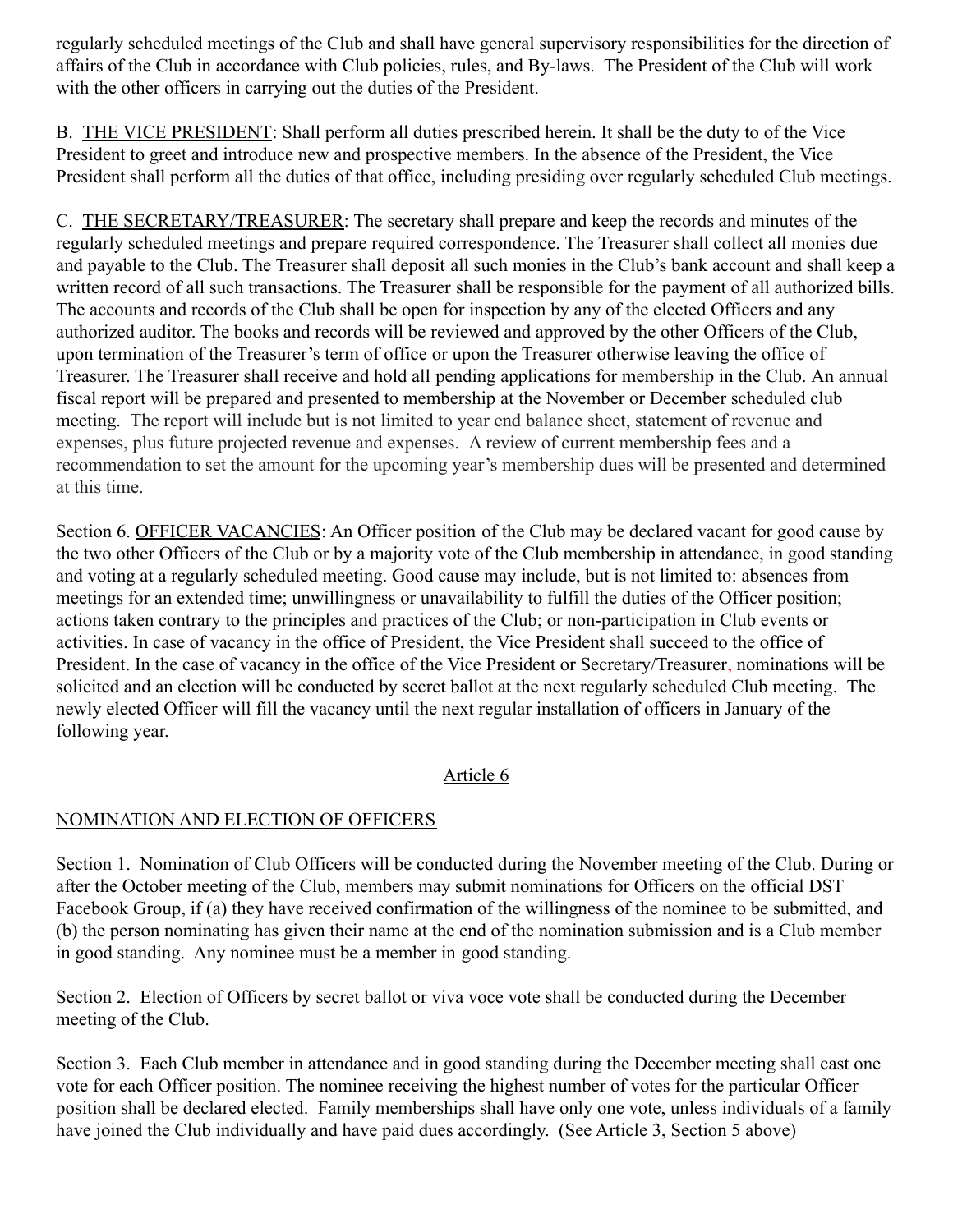regularly scheduled meetings of the Club and shall have general supervisory responsibilities for the direction of affairs of the Club in accordance with Club policies, rules, and By-laws. The President of the Club will work with the other officers in carrying out the duties of the President.

B. THE VICE PRESIDENT: Shall perform all duties prescribed herein. It shall be the duty to of the Vice President to greet and introduce new and prospective members. In the absence of the President, the Vice President shall perform all the duties of that office, including presiding over regularly scheduled Club meetings.

C. THE SECRETARY/TREASURER: The secretary shall prepare and keep the records and minutes of the regularly scheduled meetings and prepare required correspondence. The Treasurer shall collect all monies due and payable to the Club. The Treasurer shall deposit all such monies in the Club's bank account and shall keep a written record of all such transactions. The Treasurer shall be responsible for the payment of all authorized bills. The accounts and records of the Club shall be open for inspection by any of the elected Officers and any authorized auditor. The books and records will be reviewed and approved by the other Officers of the Club, upon termination of the Treasurer's term of office or upon the Treasurer otherwise leaving the office of Treasurer. The Treasurer shall receive and hold all pending applications for membership in the Club. An annual fiscal report will be prepared and presented to membership at the November or December scheduled club meeting. The report will include but is not limited to year end balance sheet, statement of revenue and expenses, plus future projected revenue and expenses. A review of current membership fees and a recommendation to set the amount for the upcoming year's membership dues will be presented and determined at this time.

Section 6. OFFICER VACANCIES: An Officer position of the Club may be declared vacant for good cause by the two other Officers of the Club or by a majority vote of the Club membership in attendance, in good standing and voting at a regularly scheduled meeting. Good cause may include, but is not limited to: absences from meetings for an extended time; unwillingness or unavailability to fulfill the duties of the Officer position; actions taken contrary to the principles and practices of the Club; or non-participation in Club events or activities. In case of vacancy in the office of President, the Vice President shall succeed to the office of President. In the case of vacancy in the office of the Vice President or Secretary/Treasurer, nominations will be solicited and an election will be conducted by secret ballot at the next regularly scheduled Club meeting. The newly elected Officer will fill the vacancy until the next regular installation of officers in January of the following year.

## Article 6

### NOMINATION AND ELECTION OF OFFICERS

Section 1. Nomination of Club Officers will be conducted during the November meeting of the Club. During or after the October meeting of the Club, members may submit nominations for Officers on the official DST Facebook Group, if (a) they have received confirmation of the willingness of the nominee to be submitted, and (b) the person nominating has given their name at the end of the nomination submission and is a Club member in good standing. Any nominee must be a member in good standing.

Section 2. Election of Officers by secret ballot or viva voce vote shall be conducted during the December meeting of the Club.

Section 3. Each Club member in attendance and in good standing during the December meeting shall cast one vote for each Officer position. The nominee receiving the highest number of votes for the particular Officer position shall be declared elected. Family memberships shall have only one vote, unless individuals of a family have joined the Club individually and have paid dues accordingly. (See Article 3, Section 5 above)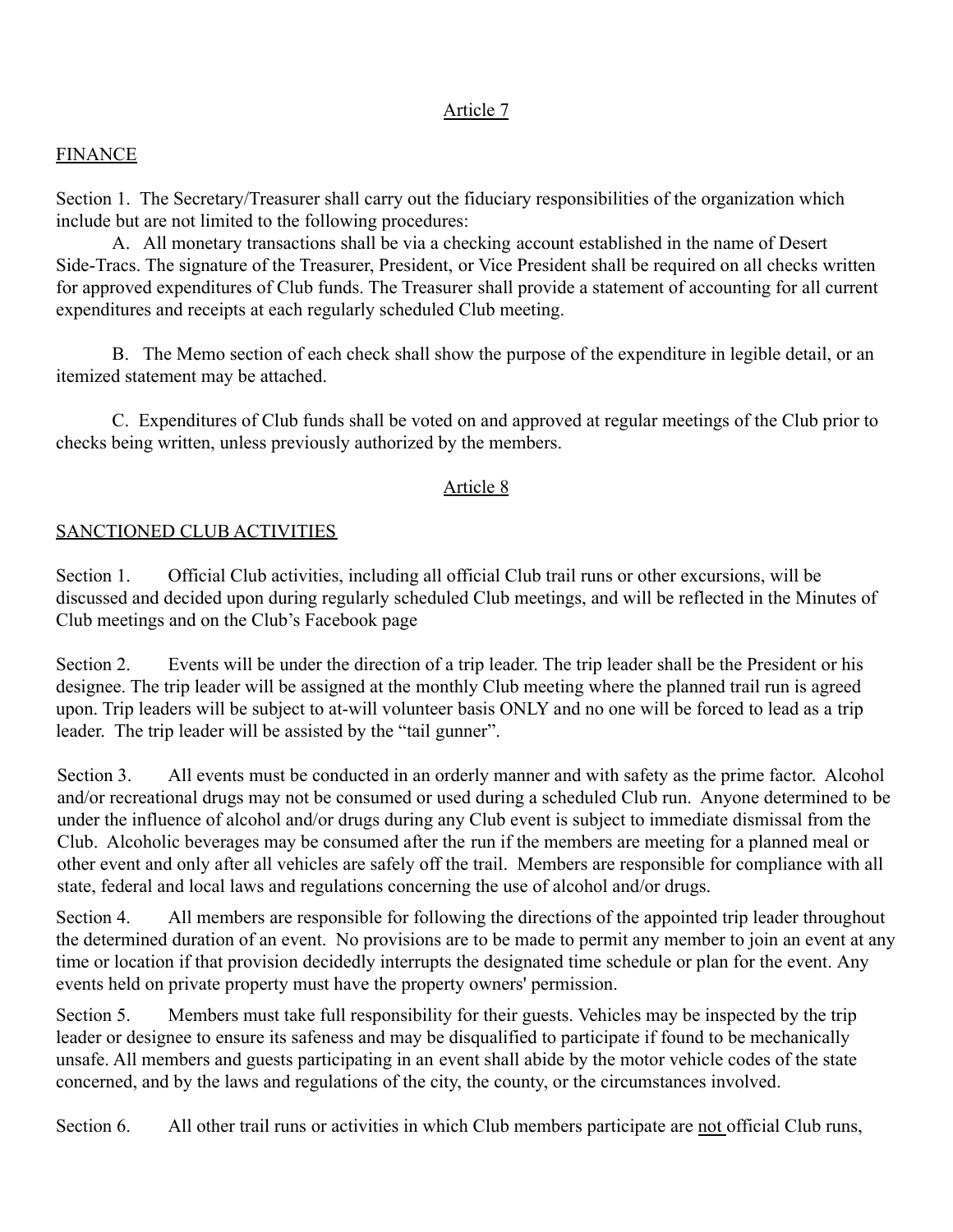## Article 7

### FINANCE

Section 1. The Secretary/Treasurer shall carry out the fiduciary responsibilities of the organization which include but are not limited to the following procedures:

A. All monetary transactions shall be via a checking account established in the name of Desert Side-Tracs. The signature of the Treasurer, President, or Vice President shall be required on all checks written for approved expenditures of Club funds. The Treasurer shall provide a statement of accounting for all current expenditures and receipts at each regularly scheduled Club meeting.

B. The Memo section of each check shall show the purpose of the expenditure in legible detail, or an itemized statement may be attached.

C. Expenditures of Club funds shall be voted on and approved at regular meetings of the Club prior to checks being written, unless previously authorized by the members.

## Article 8

### SANCTIONED CLUB ACTIVITIES

Section 1. Official Club activities, including all official Club trail runs or other excursions, will be discussed and decided upon during regularly scheduled Club meetings, and will be reflected in the Minutes of Club meetings and on the Club's Facebook page

Section 2. Events will be under the direction of a trip leader. The trip leader shall be the President or his designee. The trip leader will be assigned at the monthly Club meeting where the planned trail run is agreed upon. Trip leaders will be subject to at-will volunteer basis ONLY and no one will be forced to lead as a trip leader. The trip leader will be assisted by the "tail gunner".

Section 3. All events must be conducted in an orderly manner and with safety as the prime factor. Alcohol and/or recreational drugs may not be consumed or used during a scheduled Club run. Anyone determined to be under the influence of alcohol and/or drugs during any Club event is subject to immediate dismissal from the Club. Alcoholic beverages may be consumed after the run if the members are meeting for a planned meal or other event and only after all vehicles are safely off the trail. Members are responsible for compliance with all state, federal and local laws and regulations concerning the use of alcohol and/or drugs.

Section 4. All members are responsible for following the directions of the appointed trip leader throughout the determined duration of an event. No provisions are to be made to permit any member to join an event at any time or location if that provision decidedly interrupts the designated time schedule or plan for the event. Any events held on private property must have the property owners' permission.

Section 5. Members must take full responsibility for their guests. Vehicles may be inspected by the trip leader or designee to ensure its safeness and may be disqualified to participate if found to be mechanically unsafe. All members and guests participating in an event shall abide by the motor vehicle codes of the state concerned, and by the laws and regulations of the city, the county, or the circumstances involved.

Section 6. All other trail runs or activities in which Club members participate are not official Club runs,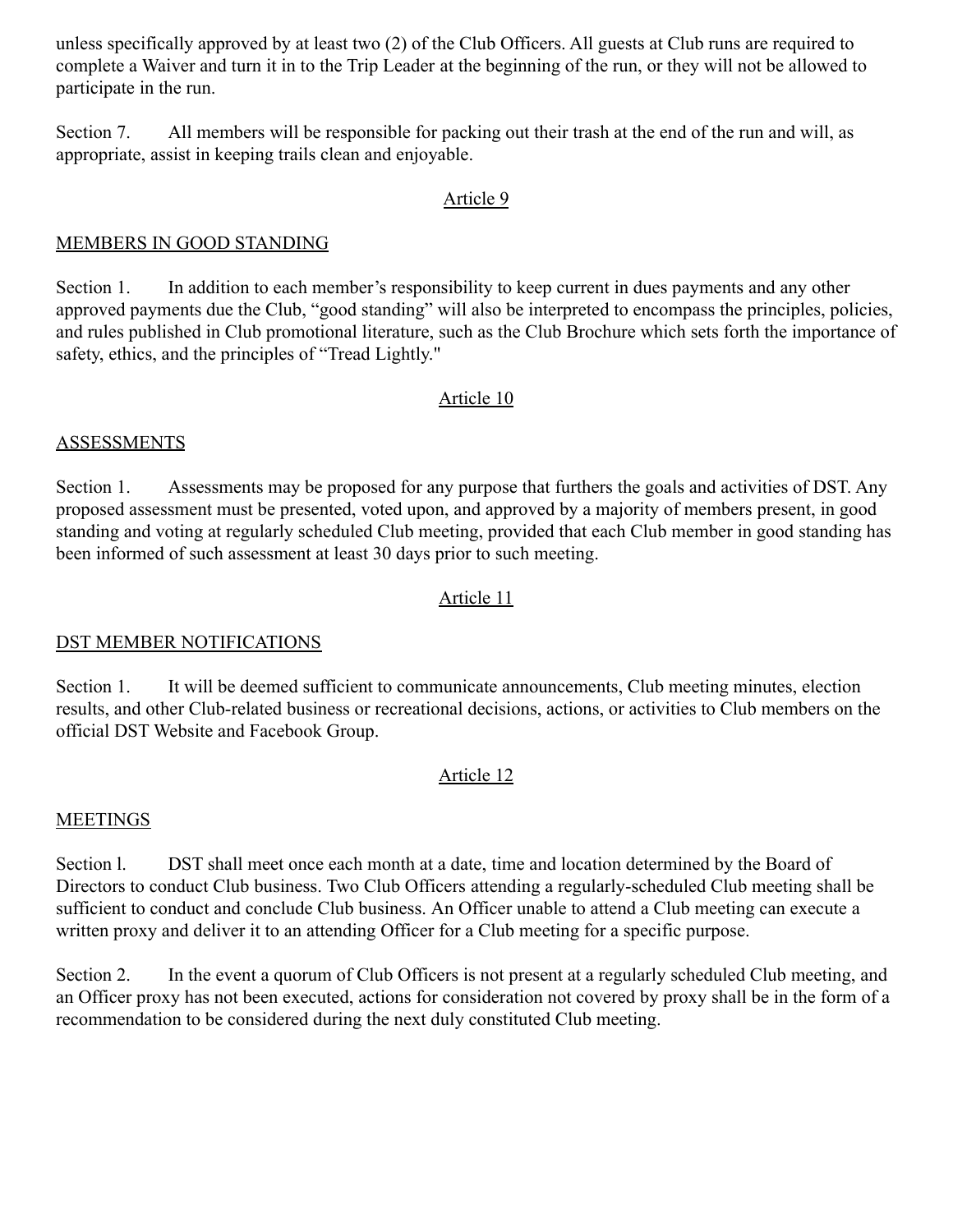unless specifically approved by at least two (2) of the Club Officers. All guests at Club runs are required to complete a Waiver and turn it in to the Trip Leader at the beginning of the run, or they will not be allowed to participate in the run.

Section 7. All members will be responsible for packing out their trash at the end of the run and will, as appropriate, assist in keeping trails clean and enjoyable.

## Article 9

### MEMBERS IN GOOD STANDING

Section 1. In addition to each member's responsibility to keep current in dues payments and any other approved payments due the Club, "good standing" will also be interpreted to encompass the principles, policies, and rules published in Club promotional literature, such as the Club Brochure which sets forth the importance of safety, ethics, and the principles of "Tread Lightly."

## Article 10

### ASSESSMENTS

Section 1. Assessments may be proposed for any purpose that furthers the goals and activities of DST. Any proposed assessment must be presented, voted upon, and approved by a majority of members present, in good standing and voting at regularly scheduled Club meeting, provided that each Club member in good standing has been informed of such assessment at least 30 days prior to such meeting.

## Article 11

### DST MEMBER NOTIFICATIONS

Section 1. It will be deemed sufficient to communicate announcements, Club meeting minutes, election results, and other Club-related business or recreational decisions, actions, or activities to Club members on the official DST Website and Facebook Group.

## Article 12

### MEETINGS

Section l. DST shall meet once each month at a date, time and location determined by the Board of Directors to conduct Club business. Two Club Officers attending a regularly-scheduled Club meeting shall be sufficient to conduct and conclude Club business. An Officer unable to attend a Club meeting can execute a written proxy and deliver it to an attending Officer for a Club meeting for a specific purpose.

Section 2. In the event a quorum of Club Officers is not present at a regularly scheduled Club meeting, and an Officer proxy has not been executed, actions for consideration not covered by proxy shall be in the form of a recommendation to be considered during the next duly constituted Club meeting.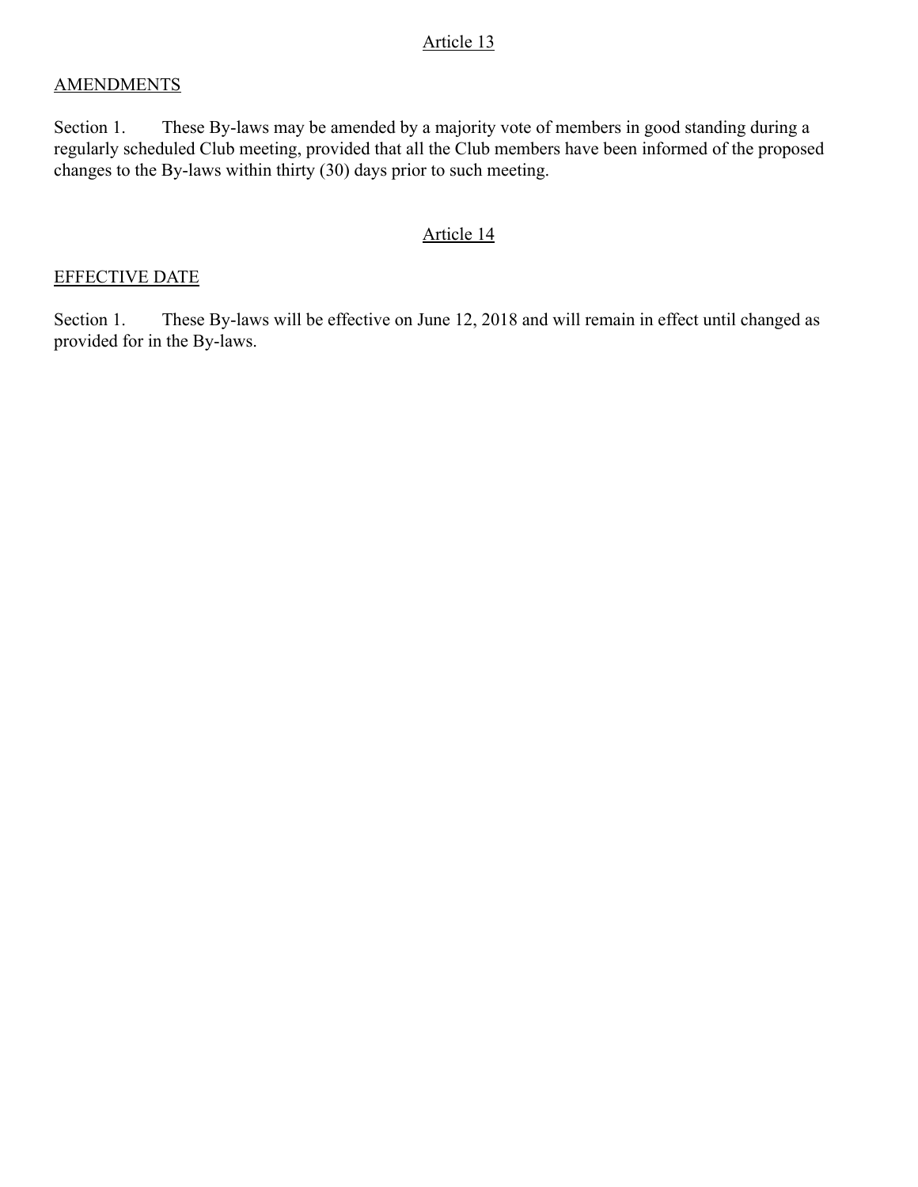## Article 13

### AMENDMENTS

Section 1. These By-laws may be amended by a majority vote of members in good standing during a regularly scheduled Club meeting, provided that all the Club members have been informed of the proposed changes to the By-laws within thirty (30) days prior to such meeting.

## Article 14

### EFFECTIVE DATE

Section 1. These By-laws will be effective on June 12, 2018 and will remain in effect until changed as provided for in the By-laws.